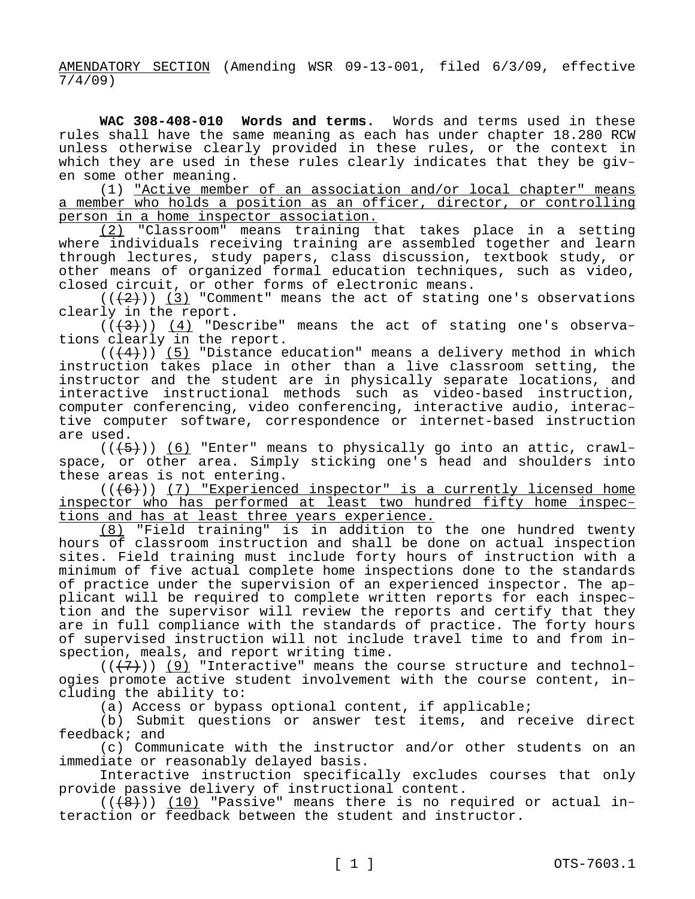AMENDATORY SECTION (Amending WSR 09-13-001, filed 6/3/09, effective 7/4/09)

**WAC 308-408-010 Words and terms.** Words and terms used in these rules shall have the same meaning as each has under chapter 18.280 RCW unless otherwise clearly provided in these rules, or the context in which they are used in these rules clearly indicates that they be given some other meaning.

(1) "Active member of an association and/or local chapter" means a member who holds a position as an officer, director, or controlling person in a home inspector association.

(2) "Classroom" means training that takes place in a setting where individuals receiving training are assembled together and learn through lectures, study papers, class discussion, textbook study, or other means of organized formal education techniques, such as video, closed circuit, or other forms of electronic means.

(((2))) (3) "Comment" means the act of stating one's observations clearly in the report.

(((3))) (4) "Describe" means the act of stating one's observations clearly in the report.

(((4))) (5) "Distance education" means a delivery method in which instruction takes place in other than a live classroom setting, the instructor and the student are in physically separate locations, and interactive instructional methods such as video-based instruction, computer conferencing, video conferencing, interactive audio, interactive computer software, correspondence or internet-based instruction are used.

(((5))) (6) "Enter" means to physically go into an attic, crawlspace, or other area. Simply sticking one's head and shoulders into these areas is not entering.

(((6))) (7) "Experienced inspector" is a currently licensed home inspector who has performed at least two hundred fifty home inspections and has at least three years experience.

(8) "Field training" is in addition to the one hundred twenty hours of classroom instruction and shall be done on actual inspection sites. Field training must include forty hours of instruction with a minimum of five actual complete home inspections done to the standards of practice under the supervision of an experienced inspector. The applicant will be required to complete written reports for each inspection and the supervisor will review the reports and certify that they are in full compliance with the standards of practice. The forty hours of supervised instruction will not include travel time to and from inspection, meals, and report writing time.

(((7))) (9) "Interactive" means the course structure and technologies promote active student involvement with the course content, including the ability to:

(a) Access or bypass optional content, if applicable;

(b) Submit questions or answer test items, and receive direct feedback; and

(c) Communicate with the instructor and/or other students on an immediate or reasonably delayed basis.

Interactive instruction specifically excludes courses that only provide passive delivery of instructional content.

(((8))) (10) "Passive" means there is no required or actual interaction or feedback between the student and instructor.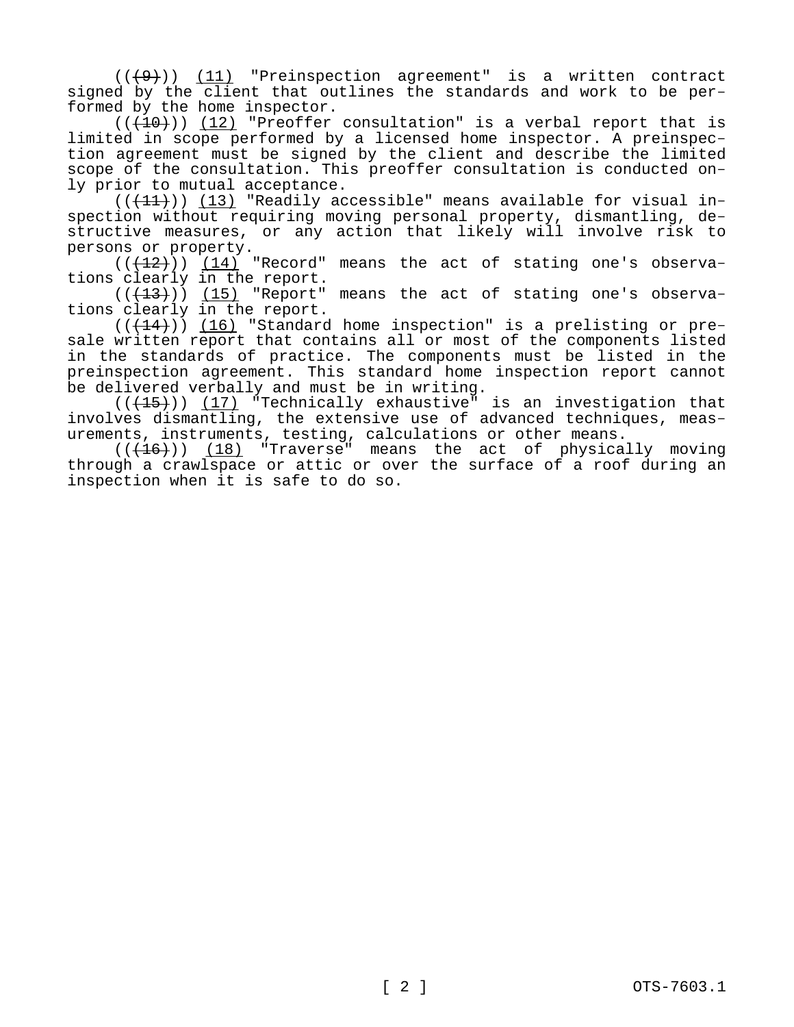(((9))) (11) "Preinspection agreement" is a written contract signed by the client that outlines the standards and work to be performed by the home inspector.

(((10))) (12) "Preoffer consultation" is a verbal report that is limited in scope performed by a licensed home inspector. A preinspection agreement must be signed by the client and describe the limited scope of the consultation. This preoffer consultation is conducted only prior to mutual acceptance.

(((11))) (13) "Readily accessible" means available for visual inspection without requiring moving personal property, dismantling, destructive measures, or any action that likely will involve risk to persons or property.

(((12))) (14) "Record" means the act of stating one's observations clearly in the report.

(((13))) (15) "Report" means the act of stating one's observations clearly in the report.

(((14))) (16) "Standard home inspection" is a prelisting or presale written report that contains all or most of the components listed in the standards of practice. The components must be listed in the preinspection agreement. This standard home inspection report cannot be delivered verbally and must be in writing.

(((15))) (17) "Technically exhaustive" is an investigation that involves dismantling, the extensive use of advanced techniques, measurements, instruments, testing, calculations or other means.

(((16))) (18) "Traverse" means the act of physically moving through a crawlspace or attic or over the surface of a roof during an inspection when it is safe to do so.